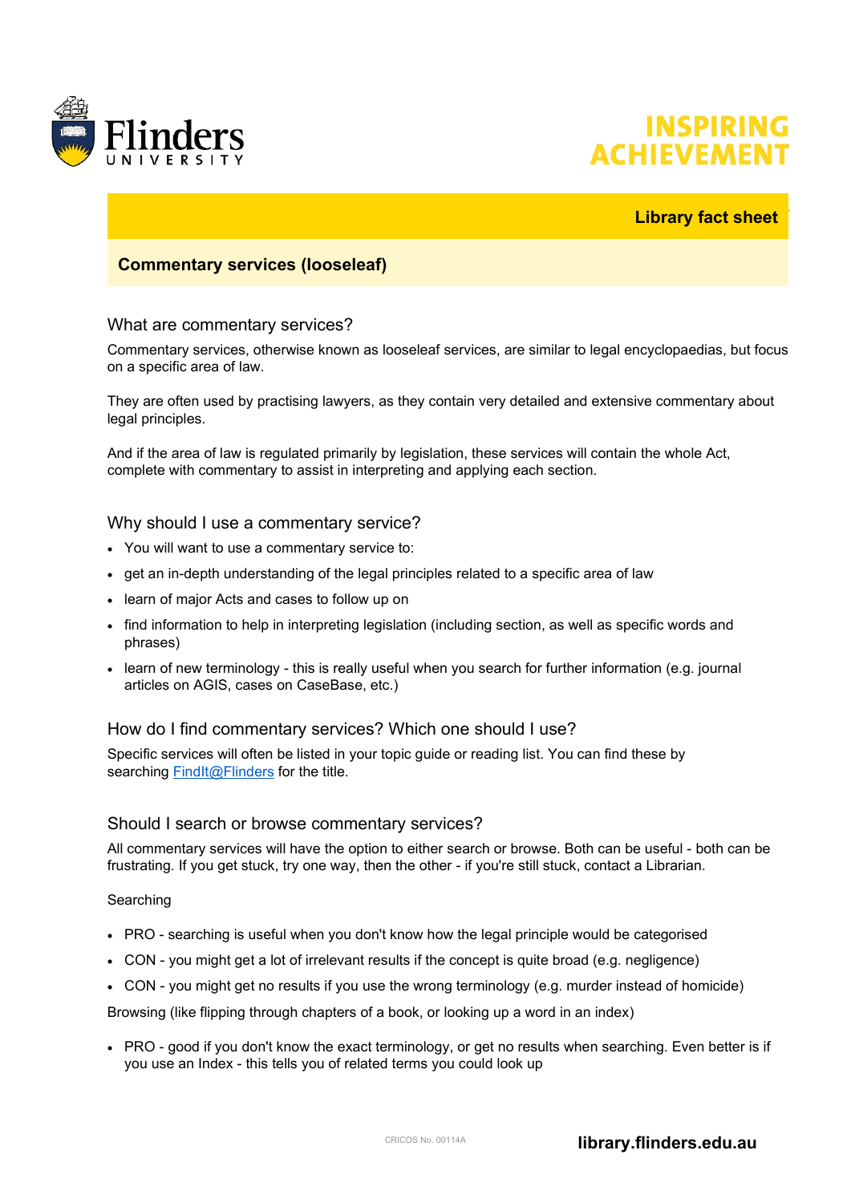Flinders University

INSPIRING ACHIEVEMENT

**Library fact sheet**

# Commentary services (looseleaf)

## What are commentary services?

Commentary services, otherwise known as looseleaf services, are similar to legal encyclopaedias, but focus on a specific area of law.

They are often used by practising lawyers, as they contain very detailed and extensive commentary about legal principles.

And if the area of law is regulated primarily by legislation, these services will contain the whole Act, complete with commentary to assist in interpreting and applying each section.

## Why should I use a commentary service?

- You will want to use a commentary service to:
- get an in-depth understanding of the legal principles related to a specific area of law
- learn of major Acts and cases to follow up on
- find information to help in interpreting legislation (including section, as well as specific words and phrases)
- learn of new terminology - this is really useful when you search for further information (e.g. journal articles on AGIS, cases on CaseBase, etc.)

## How do I find commentary services? Which one should I use?

Specific services will often be listed in your topic guide or reading list. You can find these by searching [FindIt@Flinders] for the title.

## Should I search or browse commentary services?

All commentary services will have the option to either search or browse. Both can be useful - both can be frustrating. If you get stuck, try one way, then the other - if you're still stuck, contact a Librarian.

Searching

- PRO - searching is useful when you don't know how the legal principle would be categorised
- CON - you might get a lot of irrelevant results if the concept is quite broad (e.g. negligence)
- CON - you might get no results if you use the wrong terminology (e.g. murder instead of homicide)

Browsing (like flipping through chapters of a book, or looking up a word in an index)

- PRO - good if you don't know the exact terminology, or get no results when searching. Even better is if you use an Index - this tells you of related terms you could look up

CRICOS No. 00114A

**library.flinders.edu.au**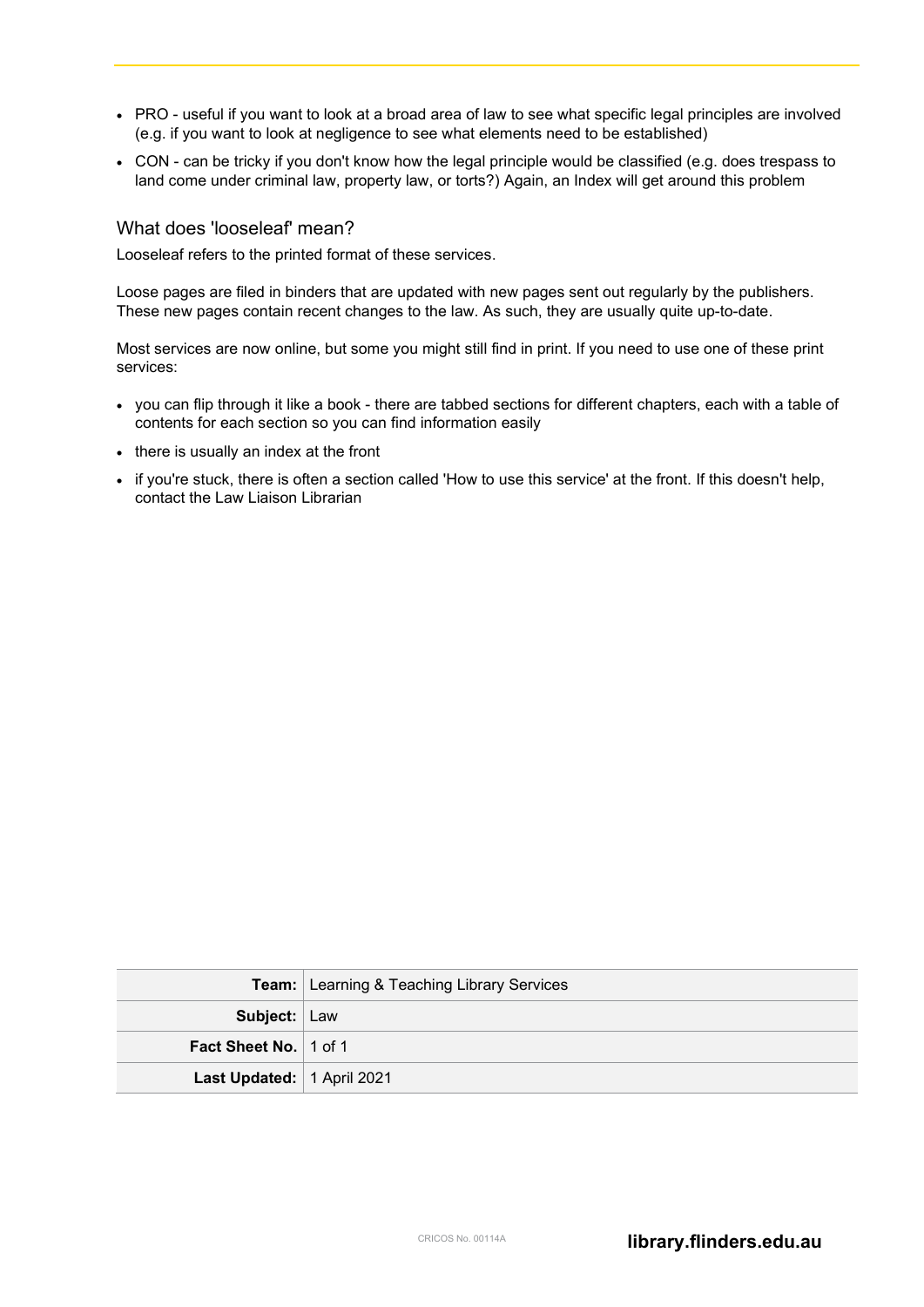- PRO - useful if you want to look at a broad area of law to see what specific legal principles are involved (e.g. if you want to look at negligence to see what elements need to be established)
- CON - can be tricky if you don't know how the legal principle would be classified (e.g. does trespass to land come under criminal law, property law, or torts?) Again, an Index will get around this problem

## What does 'looseleaf' mean?

Looseleaf refers to the printed format of these services.

Loose pages are filed in binders that are updated with new pages sent out regularly by the publishers. These new pages contain recent changes to the law. As such, they are usually quite up-to-date.

Most services are now online, but some you might still find in print. If you need to use one of these print services:

- you can flip through it like a book - there are tabbed sections for different chapters, each with a table of contents for each section so you can find information easily
- there is usually an index at the front
- if you're stuck, there is often a section called 'How to use this service' at the front. If this doesn't help, contact the Law Liaison Librarian

| | |
|---|---|
| **Team:** | Learning & Teaching Library Services |
| **Subject:** | Law |
| **Fact Sheet No.** | 1 of 1 |
| **Last Updated:** | 1 April 2021 |

CRICOS No. 00114A

**library.flinders.edu.au**